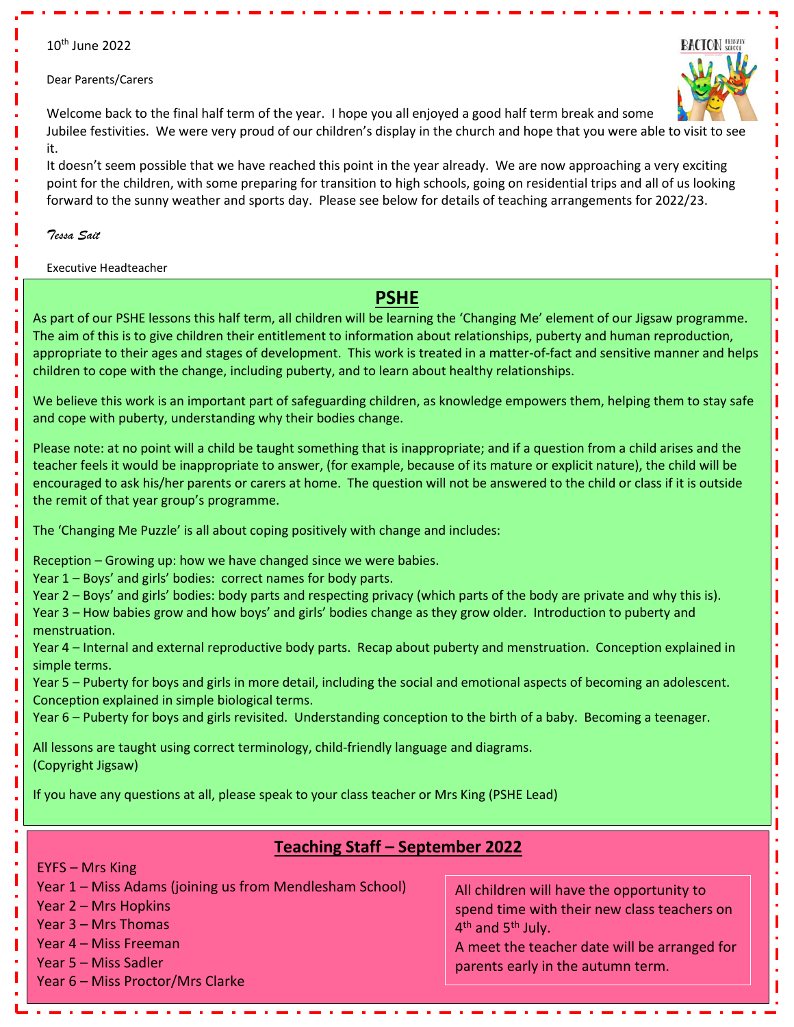10th June 2022

Dear Parents/Carers

Welcome back to the final half term of the year. I hope you all enjoyed a good half term break and some Jubilee festivities. We were very proud of our children's display in the church and hope that you were able to visit to see it.

It doesn't seem possible that we have reached this point in the year already. We are now approaching a very exciting point for the children, with some preparing for transition to high schools, going on residential trips and all of us looking forward to the sunny weather and sports day. Please see below for details of teaching arrangements for 2022/23.

*Tessa Sait*

Executive Headteacher

## PSHE

As part of our PSHE lessons this half term, all children will be learning the 'Changing Me' element of our Jigsaw programme. The aim of this is to give children their entitlement to information about relationships, puberty and human reproduction, appropriate to their ages and stages of development. This work is treated in a matter-of-fact and sensitive manner and helps children to cope with the change, including puberty, and to learn about healthy relationships.

We believe this work is an important part of safeguarding children, as knowledge empowers them, helping them to stay safe and cope with puberty, understanding why their bodies change.

Please note: at no point will a child be taught something that is inappropriate; and if a question from a child arises and the teacher feels it would be inappropriate to answer, (for example, because of its mature or explicit nature), the child will be encouraged to ask his/her parents or carers at home. The question will not be answered to the child or class if it is outside the remit of that year group's programme.

The 'Changing Me Puzzle' is all about coping positively with change and includes:

Reception – Growing up: how we have changed since we were babies.
Year 1 – Boys' and girls' bodies: correct names for body parts.
Year 2 – Boys' and girls' bodies: body parts and respecting privacy (which parts of the body are private and why this is).
Year 3 – How babies grow and how boys' and girls' bodies change as they grow older. Introduction to puberty and menstruation.
Year 4 – Internal and external reproductive body parts. Recap about puberty and menstruation. Conception explained in simple terms.
Year 5 – Puberty for boys and girls in more detail, including the social and emotional aspects of becoming an adolescent. Conception explained in simple biological terms.
Year 6 – Puberty for boys and girls revisited. Understanding conception to the birth of a baby. Becoming a teenager.

All lessons are taught using correct terminology, child-friendly language and diagrams.
(Copyright Jigsaw)

If you have any questions at all, please speak to your class teacher or Mrs King (PSHE Lead)

## Teaching Staff – September 2022

EYFS – Mrs King
Year 1 – Miss Adams (joining us from Mendlesham School)
Year 2 – Mrs Hopkins
Year 3 – Mrs Thomas
Year 4 – Miss Freeman
Year 5 – Miss Sadler
Year 6 – Miss Proctor/Mrs Clarke

All children will have the opportunity to spend time with their new class teachers on 4th and 5th July.
A meet the teacher date will be arranged for parents early in the autumn term.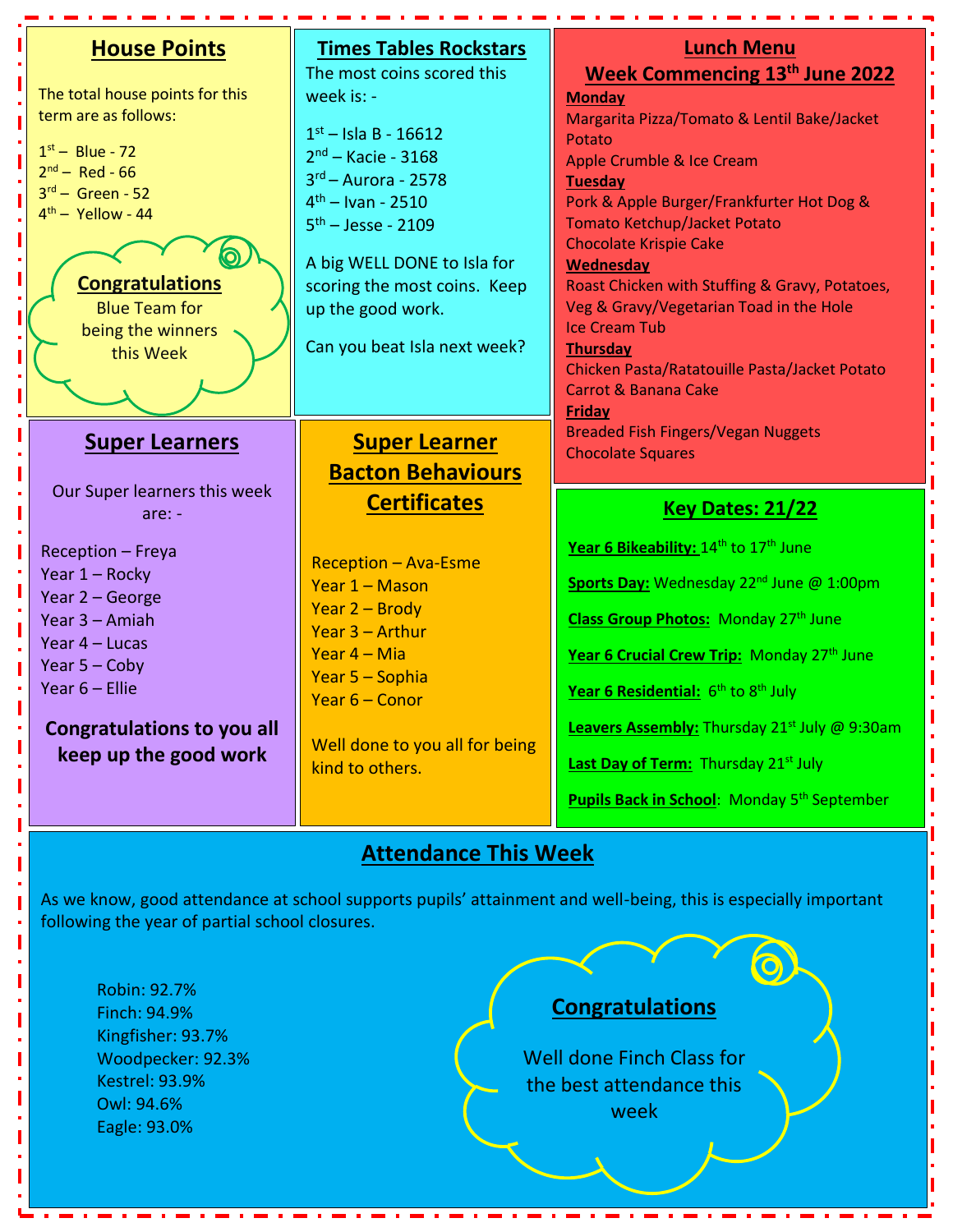## House Points

The total house points for this term are as follows:

1st – Blue - 72
2nd – Red - 66
3rd – Green - 52
4th – Yellow - 44

**Congratulations**

Blue Team for being the winners this Week

## Times Tables Rockstars

The most coins scored this week is: -

1st – Isla B - 16612
2nd – Kacie - 3168
3rd – Aurora - 2578
4th – Ivan - 2510
5th – Jesse - 2109

A big WELL DONE to Isla for scoring the most coins. Keep up the good work.

Can you beat Isla next week?

## Lunch Menu
## Week Commencing 13th June 2022

**Monday**
Margarita Pizza/Tomato & Lentil Bake/Jacket Potato
Apple Crumble & Ice Cream

**Tuesday**
Pork & Apple Burger/Frankfurter Hot Dog & Tomato Ketchup/Jacket Potato
Chocolate Krispie Cake

**Wednesday**
Roast Chicken with Stuffing & Gravy, Potatoes, Veg & Gravy/Vegetarian Toad in the Hole
Ice Cream Tub

**Thursday**
Chicken Pasta/Ratatouille Pasta/Jacket Potato
Carrot & Banana Cake

**Friday**
Breaded Fish Fingers/Vegan Nuggets
Chocolate Squares

## Super Learners

Our Super learners this week are: -

Reception – Freya
Year 1 – Rocky
Year 2 – George
Year 3 – Amiah
Year 4 – Lucas
Year 5 – Coby
Year 6 – Ellie

**Congratulations to you all keep up the good work**

## Super Learner Bacton Behaviours Certificates

Reception – Ava-Esme
Year 1 – Mason
Year 2 – Brody
Year 3 – Arthur
Year 4 – Mia
Year 5 – Sophia
Year 6 – Conor

Well done to you all for being kind to others.

## Key Dates: 21/22

**Year 6 Bikeability:** 14th to 17th June

**Sports Day:** Wednesday 22nd June @ 1:00pm

**Class Group Photos:** Monday 27th June

**Year 6 Crucial Crew Trip:** Monday 27th June

**Year 6 Residential:** 6th to 8th July

**Leavers Assembly:** Thursday 21st July @ 9:30am

**Last Day of Term:** Thursday 21st July

**Pupils Back in School**: Monday 5th September

## Attendance This Week

As we know, good attendance at school supports pupils' attainment and well-being, this is especially important following the year of partial school closures.

Robin: 92.7%
Finch: 94.9%
Kingfisher: 93.7%
Woodpecker: 92.3%
Kestrel: 93.9%
Owl: 94.6%
Eagle: 93.0%

**Congratulations**

Well done Finch Class for the best attendance this week